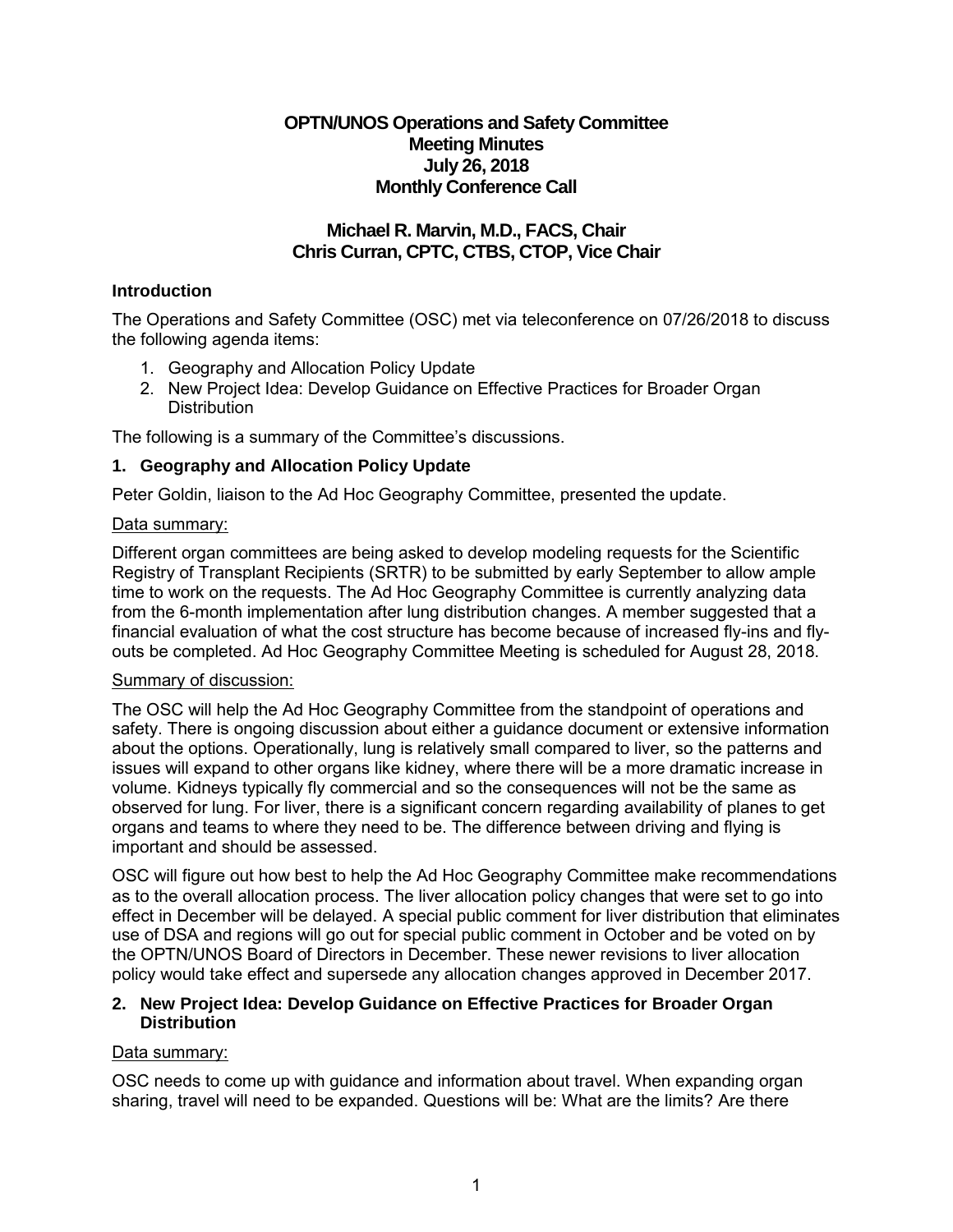**OPTN/UNOS Operations and Safety Committee**
**Meeting Minutes**
**July 26, 2018**
**Monthly Conference Call**

**Michael R. Marvin, M.D., FACS, Chair**
**Chris Curran, CPTC, CTBS, CTOP, Vice Chair**

### Introduction

The Operations and Safety Committee (OSC) met via teleconference on 07/26/2018 to discuss the following agenda items:

1. Geography and Allocation Policy Update
2. New Project Idea: Develop Guidance on Effective Practices for Broader Organ Distribution

The following is a summary of the Committee's discussions.

### 1. Geography and Allocation Policy Update

Peter Goldin, liaison to the Ad Hoc Geography Committee, presented the update.

Data summary:

Different organ committees are being asked to develop modeling requests for the Scientific Registry of Transplant Recipients (SRTR) to be submitted by early September to allow ample time to work on the requests. The Ad Hoc Geography Committee is currently analyzing data from the 6-month implementation after lung distribution changes. A member suggested that a financial evaluation of what the cost structure has become because of increased fly-ins and fly-outs be completed. Ad Hoc Geography Committee Meeting is scheduled for August 28, 2018.

Summary of discussion:

The OSC will help the Ad Hoc Geography Committee from the standpoint of operations and safety. There is ongoing discussion about either a guidance document or extensive information about the options. Operationally, lung is relatively small compared to liver, so the patterns and issues will expand to other organs like kidney, where there will be a more dramatic increase in volume. Kidneys typically fly commercial and so the consequences will not be the same as observed for lung. For liver, there is a significant concern regarding availability of planes to get organs and teams to where they need to be. The difference between driving and flying is important and should be assessed.

OSC will figure out how best to help the Ad Hoc Geography Committee make recommendations as to the overall allocation process. The liver allocation policy changes that were set to go into effect in December will be delayed. A special public comment for liver distribution that eliminates use of DSA and regions will go out for special public comment in October and be voted on by the OPTN/UNOS Board of Directors in December. These newer revisions to liver allocation policy would take effect and supersede any allocation changes approved in December 2017.

### 2. New Project Idea: Develop Guidance on Effective Practices for Broader Organ Distribution

Data summary:

OSC needs to come up with guidance and information about travel. When expanding organ sharing, travel will need to be expanded. Questions will be: What are the limits? Are there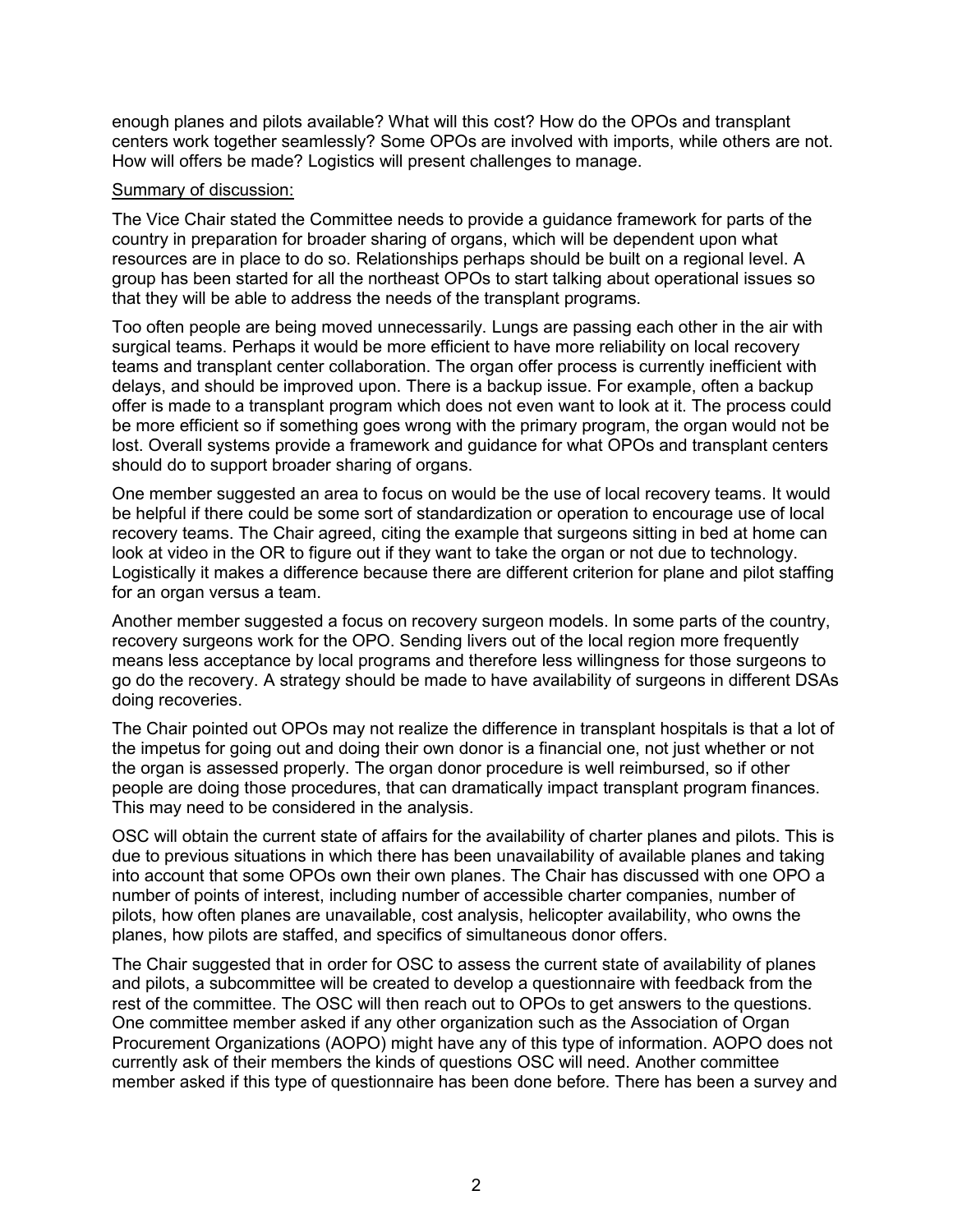enough planes and pilots available? What will this cost? How do the OPOs and transplant centers work together seamlessly? Some OPOs are involved with imports, while others are not. How will offers be made? Logistics will present challenges to manage.

<u>Summary of discussion:</u>

The Vice Chair stated the Committee needs to provide a guidance framework for parts of the country in preparation for broader sharing of organs, which will be dependent upon what resources are in place to do so. Relationships perhaps should be built on a regional level. A group has been started for all the northeast OPOs to start talking about operational issues so that they will be able to address the needs of the transplant programs.

Too often people are being moved unnecessarily. Lungs are passing each other in the air with surgical teams. Perhaps it would be more efficient to have more reliability on local recovery teams and transplant center collaboration. The organ offer process is currently inefficient with delays, and should be improved upon. There is a backup issue. For example, often a backup offer is made to a transplant program which does not even want to look at it. The process could be more efficient so if something goes wrong with the primary program, the organ would not be lost. Overall systems provide a framework and guidance for what OPOs and transplant centers should do to support broader sharing of organs.

One member suggested an area to focus on would be the use of local recovery teams. It would be helpful if there could be some sort of standardization or operation to encourage use of local recovery teams. The Chair agreed, citing the example that surgeons sitting in bed at home can look at video in the OR to figure out if they want to take the organ or not due to technology. Logistically it makes a difference because there are different criterion for plane and pilot staffing for an organ versus a team.

Another member suggested a focus on recovery surgeon models. In some parts of the country, recovery surgeons work for the OPO. Sending livers out of the local region more frequently means less acceptance by local programs and therefore less willingness for those surgeons to go do the recovery. A strategy should be made to have availability of surgeons in different DSAs doing recoveries.

The Chair pointed out OPOs may not realize the difference in transplant hospitals is that a lot of the impetus for going out and doing their own donor is a financial one, not just whether or not the organ is assessed properly. The organ donor procedure is well reimbursed, so if other people are doing those procedures, that can dramatically impact transplant program finances. This may need to be considered in the analysis.

OSC will obtain the current state of affairs for the availability of charter planes and pilots. This is due to previous situations in which there has been unavailability of available planes and taking into account that some OPOs own their own planes. The Chair has discussed with one OPO a number of points of interest, including number of accessible charter companies, number of pilots, how often planes are unavailable, cost analysis, helicopter availability, who owns the planes, how pilots are staffed, and specifics of simultaneous donor offers.

The Chair suggested that in order for OSC to assess the current state of availability of planes and pilots, a subcommittee will be created to develop a questionnaire with feedback from the rest of the committee. The OSC will then reach out to OPOs to get answers to the questions. One committee member asked if any other organization such as the Association of Organ Procurement Organizations (AOPO) might have any of this type of information. AOPO does not currently ask of their members the kinds of questions OSC will need. Another committee member asked if this type of questionnaire has been done before. There has been a survey and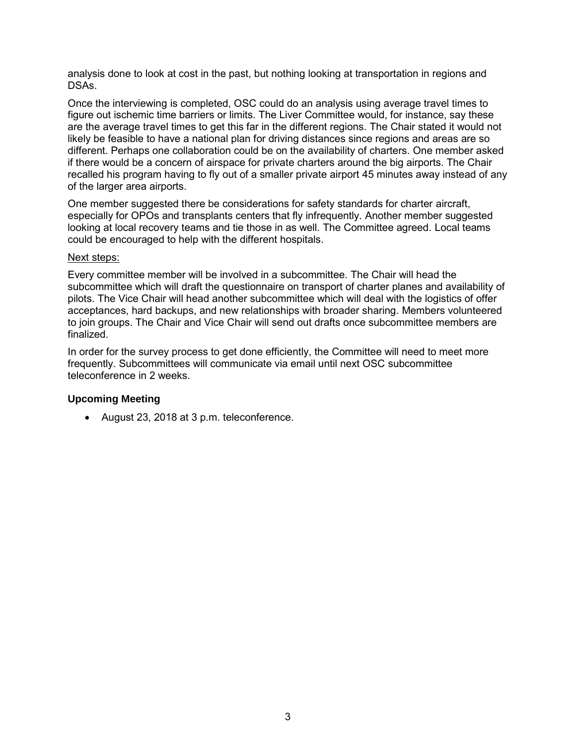analysis done to look at cost in the past, but nothing looking at transportation in regions and DSAs.

Once the interviewing is completed, OSC could do an analysis using average travel times to figure out ischemic time barriers or limits. The Liver Committee would, for instance, say these are the average travel times to get this far in the different regions. The Chair stated it would not likely be feasible to have a national plan for driving distances since regions and areas are so different. Perhaps one collaboration could be on the availability of charters. One member asked if there would be a concern of airspace for private charters around the big airports. The Chair recalled his program having to fly out of a smaller private airport 45 minutes away instead of any of the larger area airports.

One member suggested there be considerations for safety standards for charter aircraft, especially for OPOs and transplants centers that fly infrequently. Another member suggested looking at local recovery teams and tie those in as well. The Committee agreed. Local teams could be encouraged to help with the different hospitals.

Next steps:

Every committee member will be involved in a subcommittee. The Chair will head the subcommittee which will draft the questionnaire on transport of charter planes and availability of pilots. The Vice Chair will head another subcommittee which will deal with the logistics of offer acceptances, hard backups, and new relationships with broader sharing. Members volunteered to join groups. The Chair and Vice Chair will send out drafts once subcommittee members are finalized.

In order for the survey process to get done efficiently, the Committee will need to meet more frequently. Subcommittees will communicate via email until next OSC subcommittee teleconference in 2 weeks.

**Upcoming Meeting**

- August 23, 2018 at 3 p.m. teleconference.